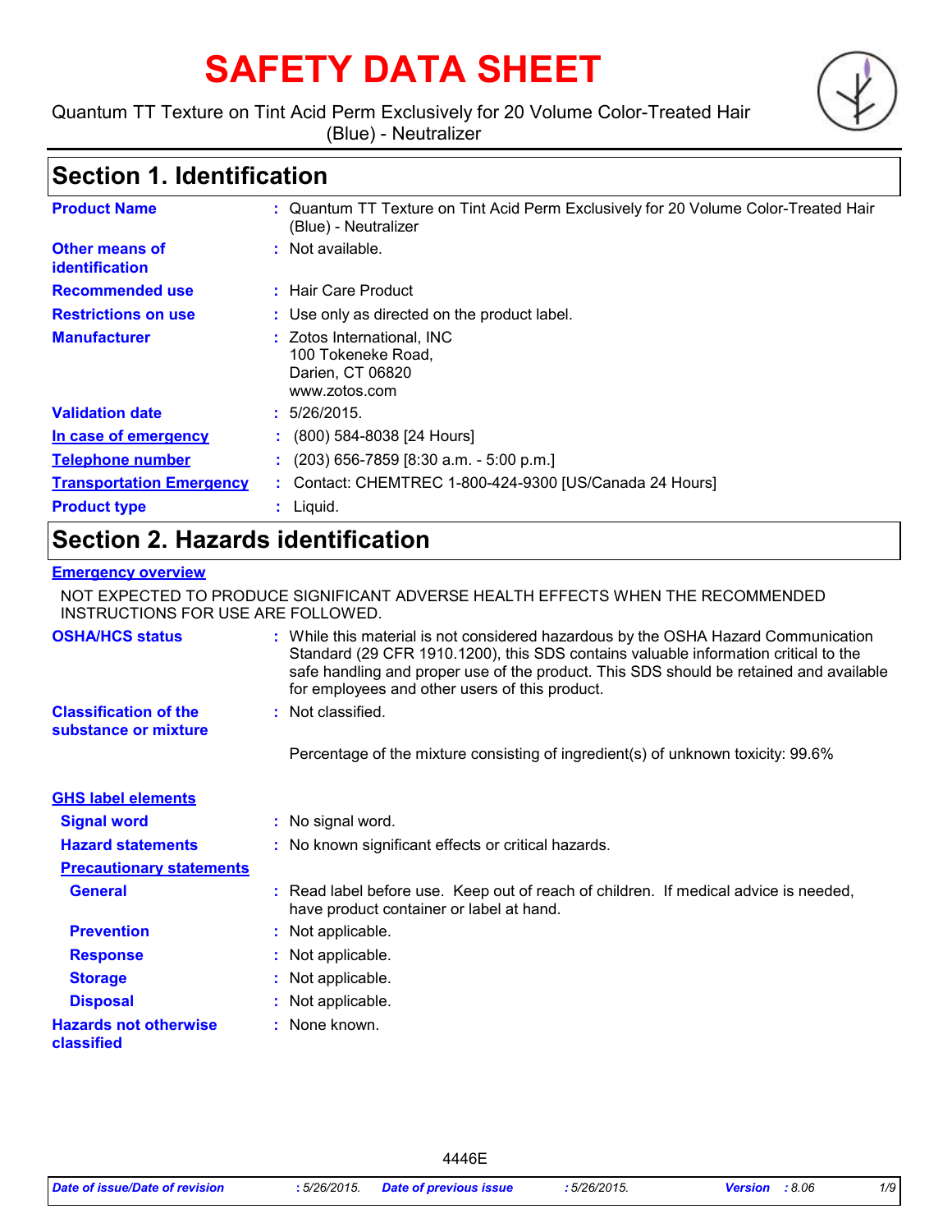# SAFETY DATA SHEET

Quantum TT Texture on Tint Acid Perm Exclusively for 20 Volume Color-Treated Hair (Blue) - Neutralizer

## Section 1. Identification

| | |
|---|---|
| **Product Name** | : Quantum TT Texture on Tint Acid Perm Exclusively for 20 Volume Color-Treated Hair (Blue) - Neutralizer |
| **Other means of identification** | : Not available. |
| **Recommended use** | : Hair Care Product |
| **Restrictions on use** | : Use only as directed on the product label. |
| **Manufacturer** | : Zotos International, INC<br>100 Tokeneke Road,<br>Darien, CT 06820<br>www.zotos.com |
| **Validation date** | : 5/26/2015. |
| **In case of emergency** | : (800) 584-8038 [24 Hours] |
| **Telephone number** | : (203) 656-7859 [8:30 a.m. - 5:00 p.m.] |
| **Transportation Emergency** | : Contact: CHEMTREC 1-800-424-9300 [US/Canada 24 Hours] |
| **Product type** | : Liquid. |

## Section 2. Hazards identification

**Emergency overview**

NOT EXPECTED TO PRODUCE SIGNIFICANT ADVERSE HEALTH EFFECTS WHEN THE RECOMMENDED INSTRUCTIONS FOR USE ARE FOLLOWED.

**OSHA/HCS status** : While this material is not considered hazardous by the OSHA Hazard Communication Standard (29 CFR 1910.1200), this SDS contains valuable information critical to the safe handling and proper use of the product. This SDS should be retained and available for employees and other users of this product.

**Classification of the substance or mixture** : Not classified.

Percentage of the mixture consisting of ingredient(s) of unknown toxicity: 99.6%

**GHS label elements**

**Signal word** : No signal word.

**Hazard statements** : No known significant effects or critical hazards.

**Precautionary statements**

**General** : Read label before use. Keep out of reach of children. If medical advice is needed, have product container or label at hand.

**Prevention** : Not applicable.

**Response** : Not applicable.

**Storage** : Not applicable.

**Disposal** : Not applicable.

**Hazards not otherwise classified** : None known.

4446E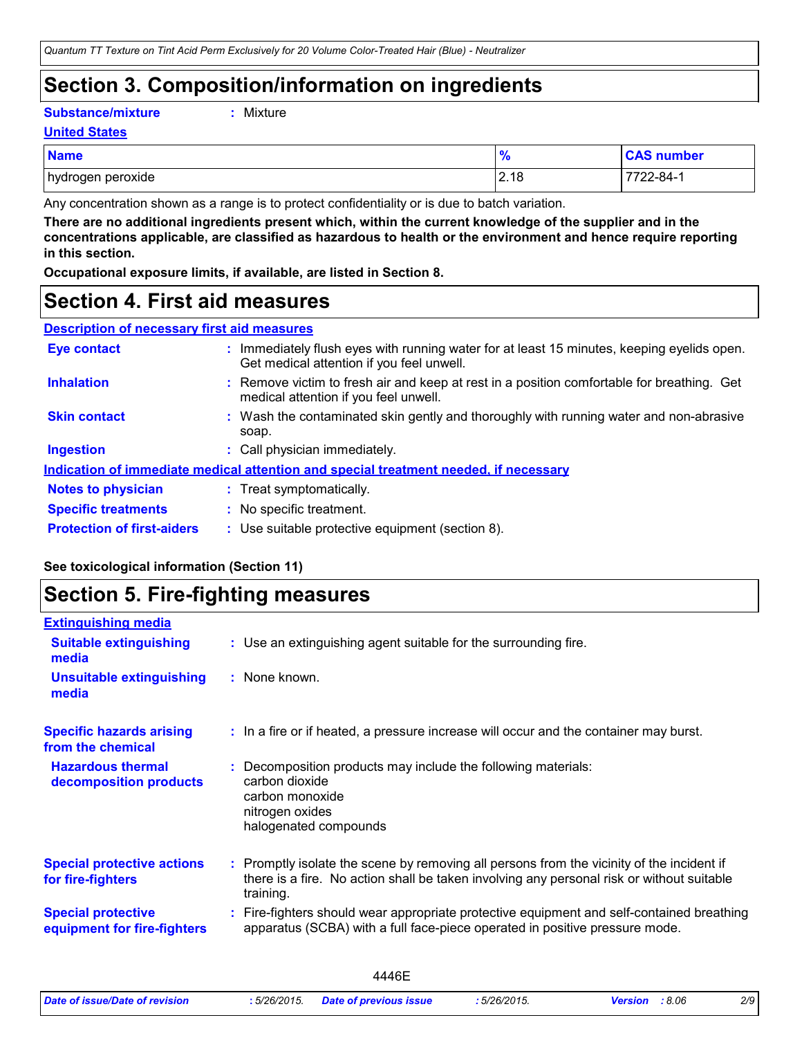# Section 3. Composition/information on ingredients

**Substance/mixture** : Mixture

**United States**

| Name | % | CAS number |
| --- | --- | --- |
| hydrogen peroxide | 2.18 | 7722-84-1 |

Any concentration shown as a range is to protect confidentiality or is due to batch variation.

**There are no additional ingredients present which, within the current knowledge of the supplier and in the concentrations applicable, are classified as hazardous to health or the environment and hence require reporting in this section.**

**Occupational exposure limits, if available, are listed in Section 8.**

# Section 4. First aid measures

**Description of necessary first aid measures**

**Eye contact** : Immediately flush eyes with running water for at least 15 minutes, keeping eyelids open. Get medical attention if you feel unwell.

**Inhalation** : Remove victim to fresh air and keep at rest in a position comfortable for breathing. Get medical attention if you feel unwell.

**Skin contact** : Wash the contaminated skin gently and thoroughly with running water and non-abrasive soap.

**Ingestion** : Call physician immediately.

**Indication of immediate medical attention and special treatment needed, if necessary**

**Notes to physician** : Treat symptomatically.

**Specific treatments** : No specific treatment.

**Protection of first-aiders** : Use suitable protective equipment (section 8).

**See toxicological information (Section 11)**

# Section 5. Fire-fighting measures

**Extinguishing media**

**Suitable extinguishing media** : Use an extinguishing agent suitable for the surrounding fire.

**Unsuitable extinguishing media** : None known.

**Specific hazards arising from the chemical** : In a fire or if heated, a pressure increase will occur and the container may burst.

**Hazardous thermal decomposition products** : Decomposition products may include the following materials:
carbon dioxide
carbon monoxide
nitrogen oxides
halogenated compounds

**Special protective actions for fire-fighters** : Promptly isolate the scene by removing all persons from the vicinity of the incident if there is a fire. No action shall be taken involving any personal risk or without suitable training.

**Special protective equipment for fire-fighters** : Fire-fighters should wear appropriate protective equipment and self-contained breathing apparatus (SCBA) with a full face-piece operated in positive pressure mode.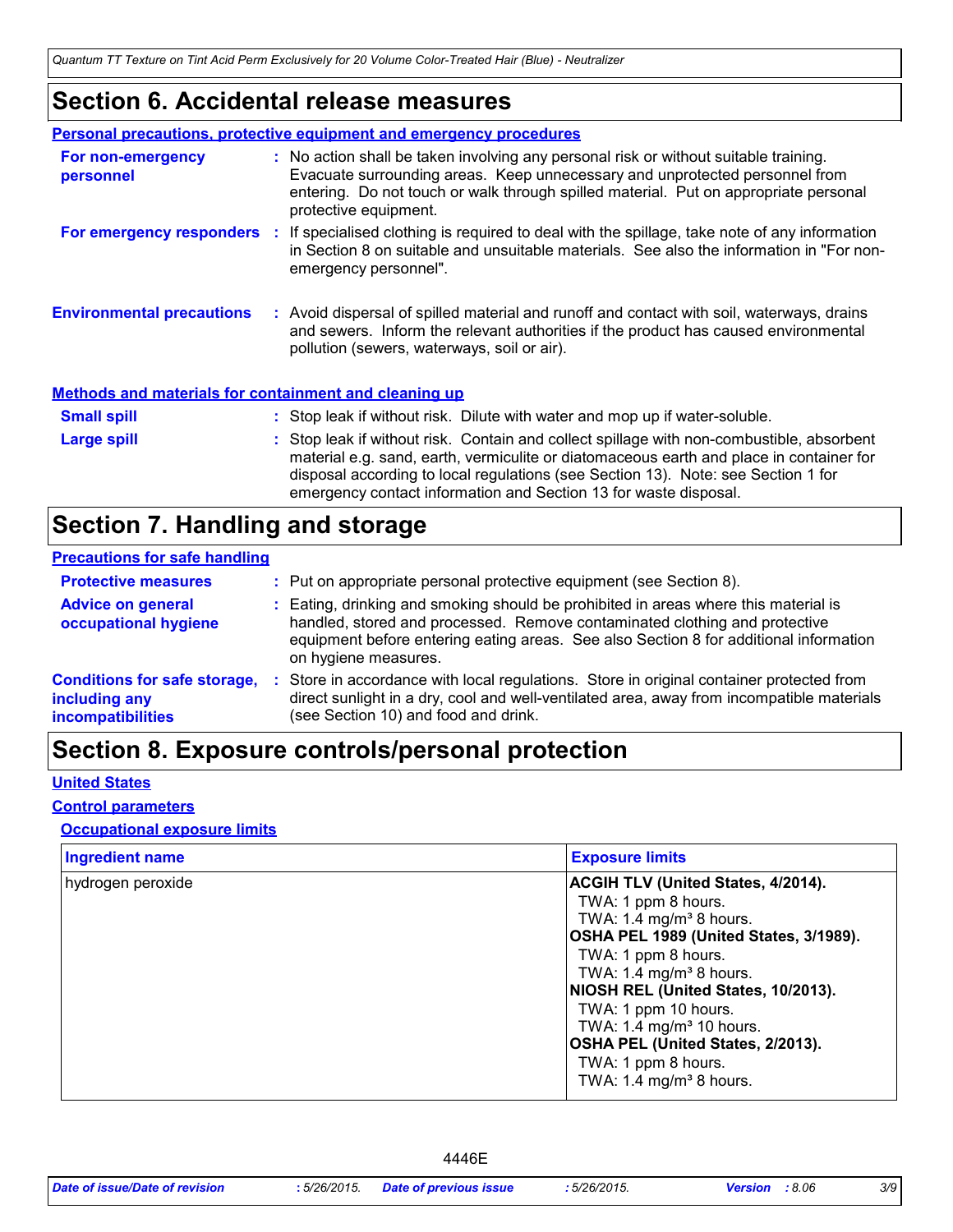# Section 6. Accidental release measures

### Personal precautions, protective equipment and emergency procedures

**For non-emergency personnel** : No action shall be taken involving any personal risk or without suitable training. Evacuate surrounding areas. Keep unnecessary and unprotected personnel from entering. Do not touch or walk through spilled material. Put on appropriate personal protective equipment.

**For emergency responders** : If specialised clothing is required to deal with the spillage, take note of any information in Section 8 on suitable and unsuitable materials. See also the information in "For non-emergency personnel".

**Environmental precautions** : Avoid dispersal of spilled material and runoff and contact with soil, waterways, drains and sewers. Inform the relevant authorities if the product has caused environmental pollution (sewers, waterways, soil or air).

### Methods and materials for containment and cleaning up

**Small spill** : Stop leak if without risk. Dilute with water and mop up if water-soluble.

**Large spill** : Stop leak if without risk. Contain and collect spillage with non-combustible, absorbent material e.g. sand, earth, vermiculite or diatomaceous earth and place in container for disposal according to local regulations (see Section 13). Note: see Section 1 for emergency contact information and Section 13 for waste disposal.

# Section 7. Handling and storage

### Precautions for safe handling

**Protective measures** : Put on appropriate personal protective equipment (see Section 8).

**Advice on general occupational hygiene** : Eating, drinking and smoking should be prohibited in areas where this material is handled, stored and processed. Remove contaminated clothing and protective equipment before entering eating areas. See also Section 8 for additional information on hygiene measures.

**Conditions for safe storage, including any incompatibilities** : Store in accordance with local regulations. Store in original container protected from direct sunlight in a dry, cool and well-ventilated area, away from incompatible materials (see Section 10) and food and drink.

# Section 8. Exposure controls/personal protection

### United States

### Control parameters

#### Occupational exposure limits

| Ingredient name | Exposure limits |
|---|---|
| hydrogen peroxide | **ACGIH TLV (United States, 4/2014).**<br>TWA: 1 ppm 8 hours.<br>TWA: 1.4 mg/m³ 8 hours.<br>**OSHA PEL 1989 (United States, 3/1989).**<br>TWA: 1 ppm 8 hours.<br>TWA: 1.4 mg/m³ 8 hours.<br>**NIOSH REL (United States, 10/2013).**<br>TWA: 1 ppm 10 hours.<br>TWA: 1.4 mg/m³ 10 hours.<br>**OSHA PEL (United States, 2/2013).**<br>TWA: 1 ppm 8 hours.<br>TWA: 1.4 mg/m³ 8 hours. |

4446E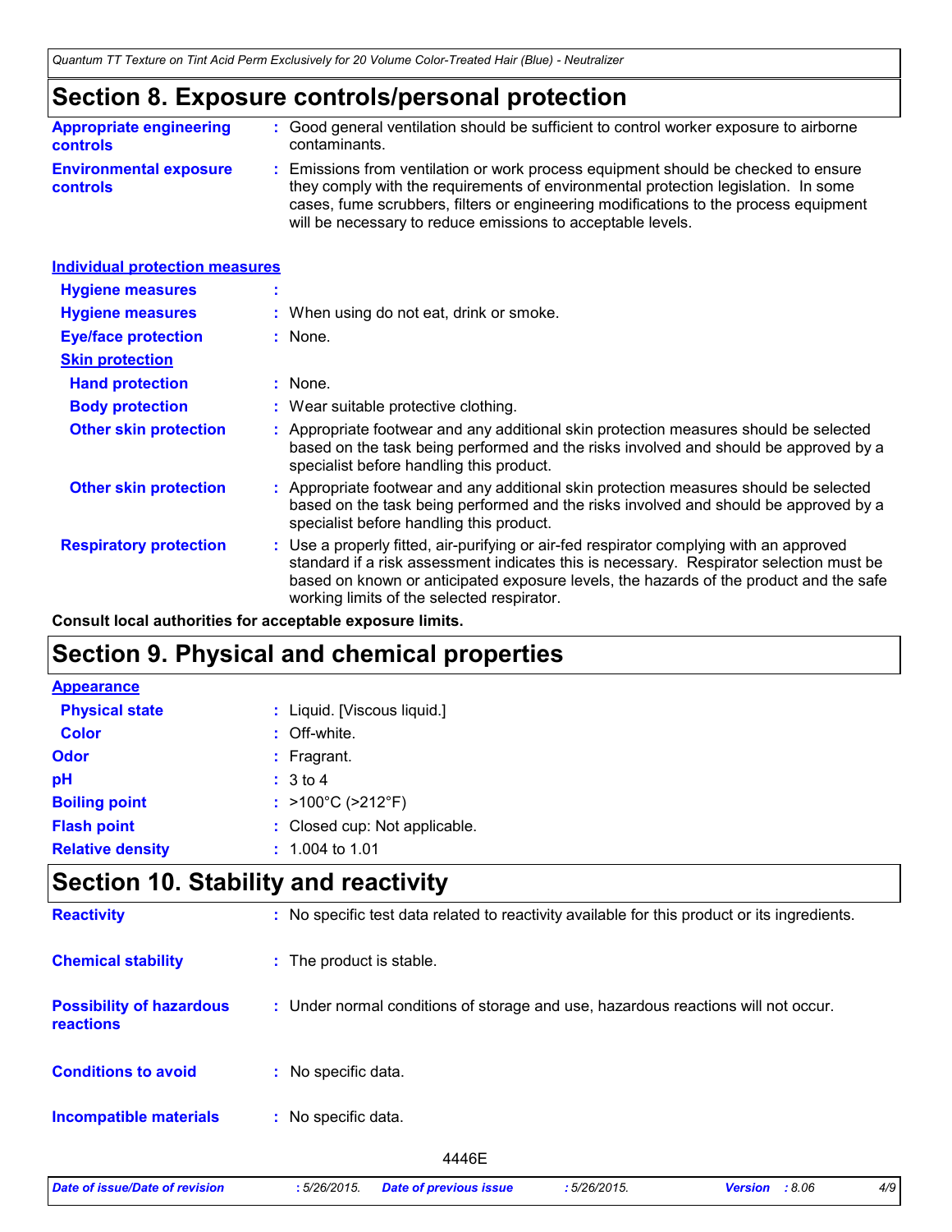## Section 8. Exposure controls/personal protection

**Appropriate engineering controls** : Good general ventilation should be sufficient to control worker exposure to airborne contaminants.

**Environmental exposure controls** : Emissions from ventilation or work process equipment should be checked to ensure they comply with the requirements of environmental protection legislation. In some cases, fume scrubbers, filters or engineering modifications to the process equipment will be necessary to reduce emissions to acceptable levels.

**Individual protection measures**

**Hygiene measures** :

**Hygiene measures** : When using do not eat, drink or smoke.

**Eye/face protection** : None.

**Skin protection**

**Hand protection** : None.

**Body protection** : Wear suitable protective clothing.

**Other skin protection** : Appropriate footwear and any additional skin protection measures should be selected based on the task being performed and the risks involved and should be approved by a specialist before handling this product.

**Other skin protection** : Appropriate footwear and any additional skin protection measures should be selected based on the task being performed and the risks involved and should be approved by a specialist before handling this product.

**Respiratory protection** : Use a properly fitted, air-purifying or air-fed respirator complying with an approved standard if a risk assessment indicates this is necessary. Respirator selection must be based on known or anticipated exposure levels, the hazards of the product and the safe working limits of the selected respirator.

**Consult local authorities for acceptable exposure limits.**

## Section 9. Physical and chemical properties

**Appearance**

**Physical state** : Liquid. [Viscous liquid.]

**Color** : Off-white.

**Odor** : Fragrant.

**pH** : 3 to 4

**Boiling point** : >100°C (>212°F)

**Flash point** : Closed cup: Not applicable.

**Relative density** : 1.004 to 1.01

## Section 10. Stability and reactivity

**Reactivity** : No specific test data related to reactivity available for this product or its ingredients.

**Chemical stability** : The product is stable.

**Possibility of hazardous reactions** : Under normal conditions of storage and use, hazardous reactions will not occur.

**Conditions to avoid** : No specific data.

**Incompatible materials** : No specific data.

4446E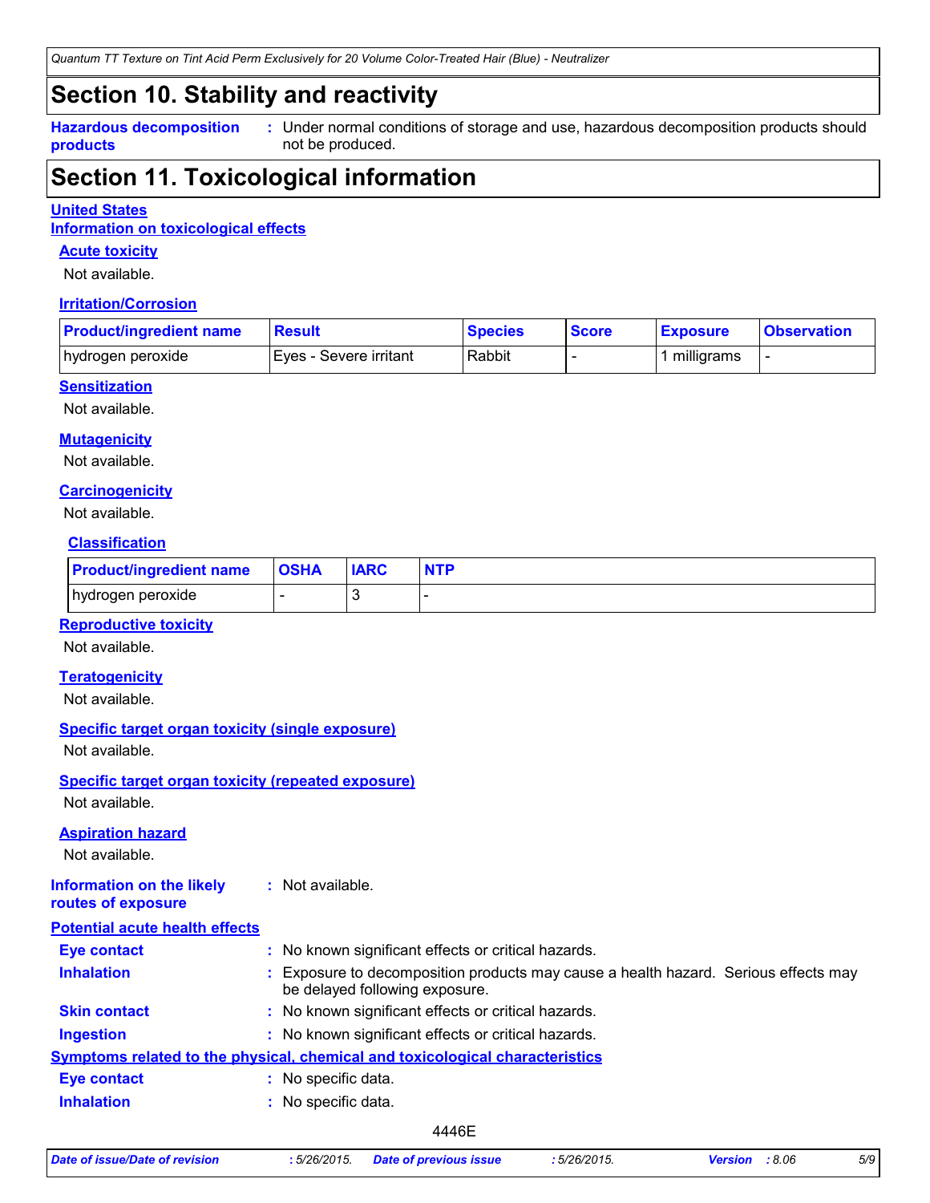## Section 10. Stability and reactivity

**Hazardous decomposition products** : Under normal conditions of storage and use, hazardous decomposition products should not be produced.

## Section 11. Toxicological information

**United States**

**Information on toxicological effects**

### Acute toxicity

Not available.

### Irritation/Corrosion

| Product/ingredient name | Result | Species | Score | Exposure | Observation |
|---|---|---|---|---|---|
| hydrogen peroxide | Eyes - Severe irritant | Rabbit | - | 1 milligrams | - |

### Sensitization

Not available.

### Mutagenicity

Not available.

### Carcinogenicity

Not available.

#### Classification

| Product/ingredient name | OSHA | IARC | NTP |
|---|---|---|---|
| hydrogen peroxide | - | 3 | - |

### Reproductive toxicity

Not available.

### Teratogenicity

Not available.

### Specific target organ toxicity (single exposure)

Not available.

### Specific target organ toxicity (repeated exposure)

Not available.

### Aspiration hazard

Not available.

**Information on the likely routes of exposure** : Not available.

**Potential acute health effects**

**Eye contact** : No known significant effects or critical hazards.

**Inhalation** : Exposure to decomposition products may cause a health hazard. Serious effects may be delayed following exposure.

**Skin contact** : No known significant effects or critical hazards.

**Ingestion** : No known significant effects or critical hazards.

**Symptoms related to the physical, chemical and toxicological characteristics**

**Eye contact** : No specific data.

**Inhalation** : No specific data.

4446E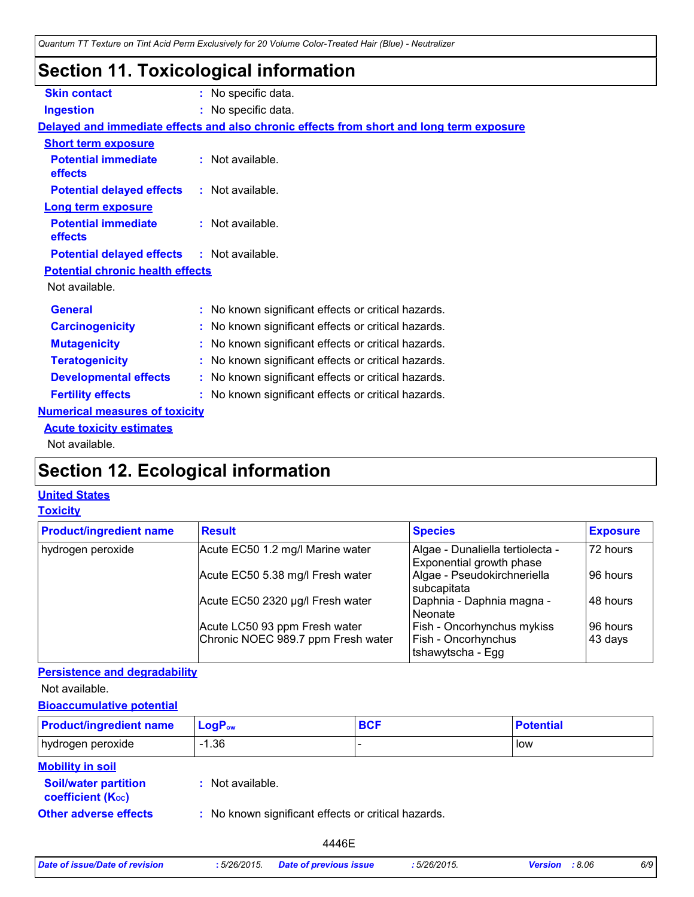# Section 11. Toxicological information

**Skin contact** : No specific data.

**Ingestion** : No specific data.

**Delayed and immediate effects and also chronic effects from short and long term exposure**

**Short term exposure**

**Potential immediate effects** : Not available.

**Potential delayed effects** : Not available.

**Long term exposure**

**Potential immediate effects** : Not available.

**Potential delayed effects** : Not available.

**Potential chronic health effects**

Not available.

**General** : No known significant effects or critical hazards.

**Carcinogenicity** : No known significant effects or critical hazards.

**Mutagenicity** : No known significant effects or critical hazards.

**Teratogenicity** : No known significant effects or critical hazards.

**Developmental effects** : No known significant effects or critical hazards.

**Fertility effects** : No known significant effects or critical hazards.

**Numerical measures of toxicity**

**Acute toxicity estimates**

Not available.

# Section 12. Ecological information

**United States**

**Toxicity**

| Product/ingredient name | Result | Species | Exposure |
|---|---|---|---|
| hydrogen peroxide | Acute EC50 1.2 mg/l Marine water | Algae - Dunaliella tertiolecta - Exponential growth phase | 72 hours |
| | Acute EC50 5.38 mg/l Fresh water | Algae - Pseudokirchneriella subcapitata | 96 hours |
| | Acute EC50 2320 µg/l Fresh water | Daphnia - Daphnia magna - Neonate | 48 hours |
| | Acute LC50 93 ppm Fresh water | Fish - Oncorhynchus mykiss | 96 hours |
| | Chronic NOEC 989.7 ppm Fresh water | Fish - Oncorhynchus tshawytscha - Egg | 43 days |

**Persistence and degradability**

Not available.

**Bioaccumulative potential**

| Product/ingredient name | $LogP_{ow}$ | BCF | Potential |
|---|---|---|---|
| hydrogen peroxide | -1.36 | - | low |

**Mobility in soil**

**Soil/water partition coefficient ($K_{OC}$)** : Not available.

**Other adverse effects** : No known significant effects or critical hazards.

4446E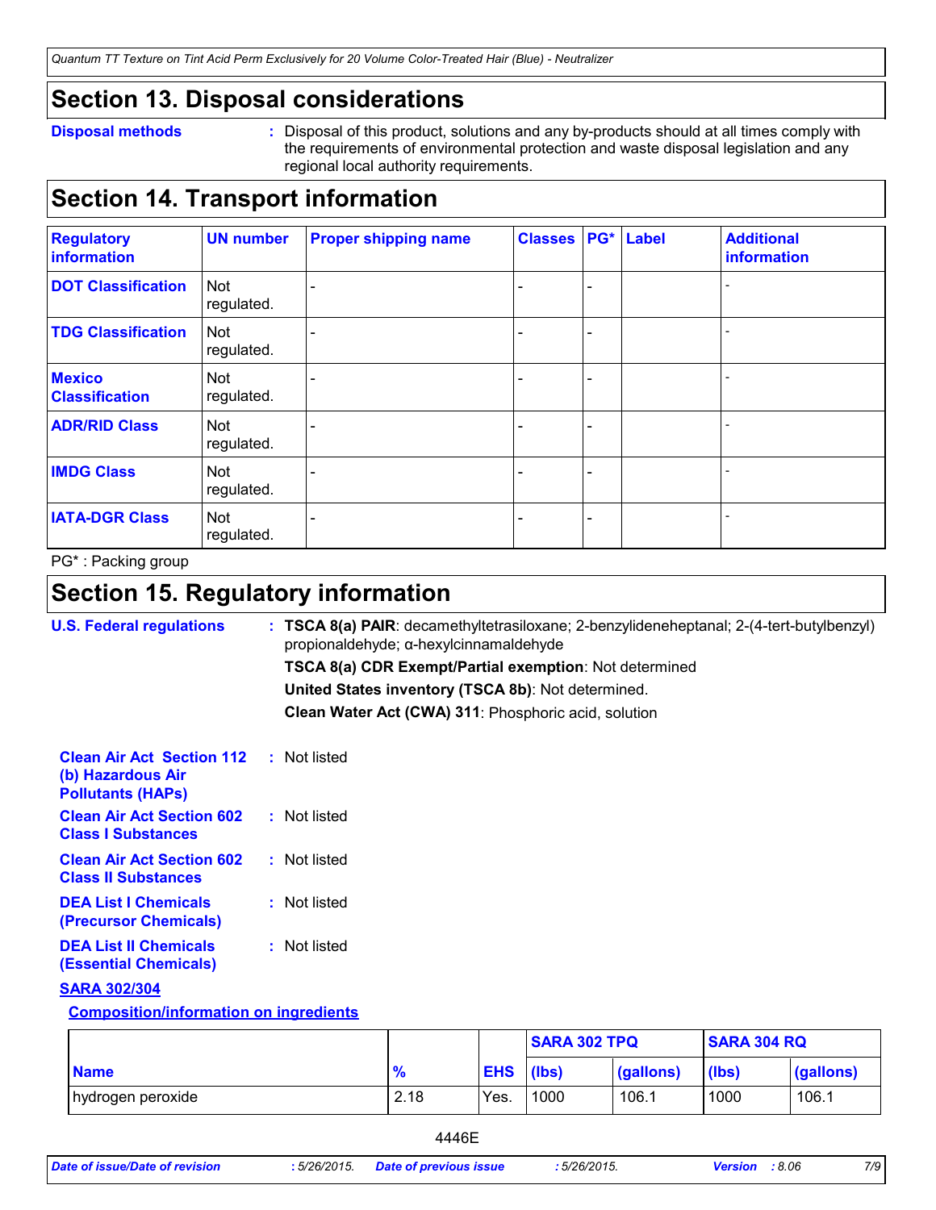## Section 13. Disposal considerations

**Disposal methods** : Disposal of this product, solutions and any by-products should at all times comply with the requirements of environmental protection and waste disposal legislation and any regional local authority requirements.

## Section 14. Transport information

| Regulatory information | UN number | Proper shipping name | Classes | PG* | Label | Additional information |
|---|---|---|---|---|---|---|
| DOT Classification | Not regulated. | - | - | - | | - |
| TDG Classification | Not regulated. | - | - | - | | - |
| Mexico Classification | Not regulated. | - | - | - | | - |
| ADR/RID Class | Not regulated. | - | - | - | | - |
| IMDG Class | Not regulated. | - | - | - | | - |
| IATA-DGR Class | Not regulated. | - | - | - | | - |

PG* : Packing group

## Section 15. Regulatory information

**U.S. Federal regulations** : **TSCA 8(a) PAIR**: decamethyltetrasiloxane; 2-benzylideneheptanal; 2-(4-tert-butylbenzyl) propionaldehyde; α-hexylcinnamaldehyde

**TSCA 8(a) CDR Exempt/Partial exemption**: Not determined

**United States inventory (TSCA 8b)**: Not determined.

**Clean Water Act (CWA) 311**: Phosphoric acid, solution

**Clean Air Act Section 112 (b) Hazardous Air Pollutants (HAPs)** : Not listed

**Clean Air Act Section 602 Class I Substances** : Not listed

**Clean Air Act Section 602 Class II Substances** : Not listed

**DEA List I Chemicals (Precursor Chemicals)** : Not listed

**DEA List II Chemicals (Essential Chemicals)** : Not listed

**SARA 302/304**

**Composition/information on ingredients**

| Name | % | EHS | SARA 302 TPQ | | SARA 304 RQ | |
|---|---|---|---|---|---|---|
| | | | (lbs) | (gallons) | (lbs) | (gallons) |
| hydrogen peroxide | 2.18 | Yes. | 1000 | 106.1 | 1000 | 106.1 |

4446E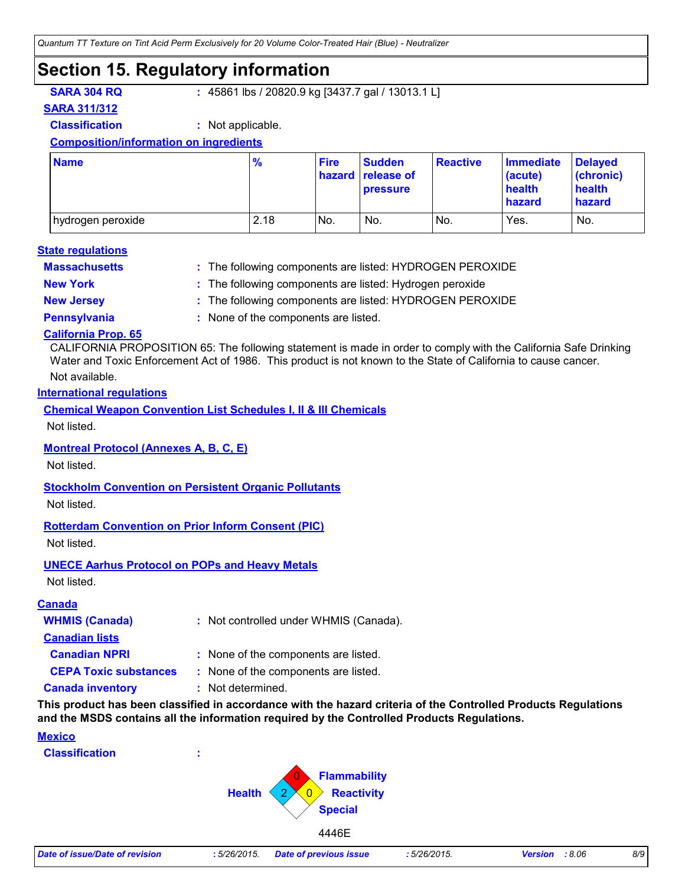## Section 15. Regulatory information

**SARA 304 RQ** : 45861 lbs / 20820.9 kg [3437.7 gal / 13013.1 L]

**SARA 311/312**

**Classification** : Not applicable.

**Composition/information on ingredients**

| Name | % | Fire hazard | Sudden release of pressure | Reactive | Immediate (acute) health hazard | Delayed (chronic) health hazard |
|---|---|---|---|---|---|---|
| hydrogen peroxide | 2.18 | No. | No. | No. | Yes. | No. |

**State regulations**

**Massachusetts** : The following components are listed: HYDROGEN PEROXIDE

**New York** : The following components are listed: Hydrogen peroxide

**New Jersey** : The following components are listed: HYDROGEN PEROXIDE

**Pennsylvania** : None of the components are listed.

**California Prop. 65**

CALIFORNIA PROPOSITION 65: The following statement is made in order to comply with the California Safe Drinking Water and Toxic Enforcement Act of 1986. This product is not known to the State of California to cause cancer.

Not available.

**International regulations**

**Chemical Weapon Convention List Schedules I, II & III Chemicals**

Not listed.

**Montreal Protocol (Annexes A, B, C, E)**

Not listed.

**Stockholm Convention on Persistent Organic Pollutants**

Not listed.

**Rotterdam Convention on Prior Inform Consent (PIC)**

Not listed.

**UNECE Aarhus Protocol on POPs and Heavy Metals**

Not listed.

**Canada**

**WHMIS (Canada)** : Not controlled under WHMIS (Canada).

**Canadian lists**

**Canadian NPRI** : None of the components are listed.

**CEPA Toxic substances** : None of the components are listed.

**Canada inventory** : Not determined.

**This product has been classified in accordance with the hazard criteria of the Controlled Products Regulations and the MSDS contains all the information required by the Controlled Products Regulations.**

**Mexico**

**Classification** :

Flammability: 0
Health: 2
Reactivity: 0
Special:

4446E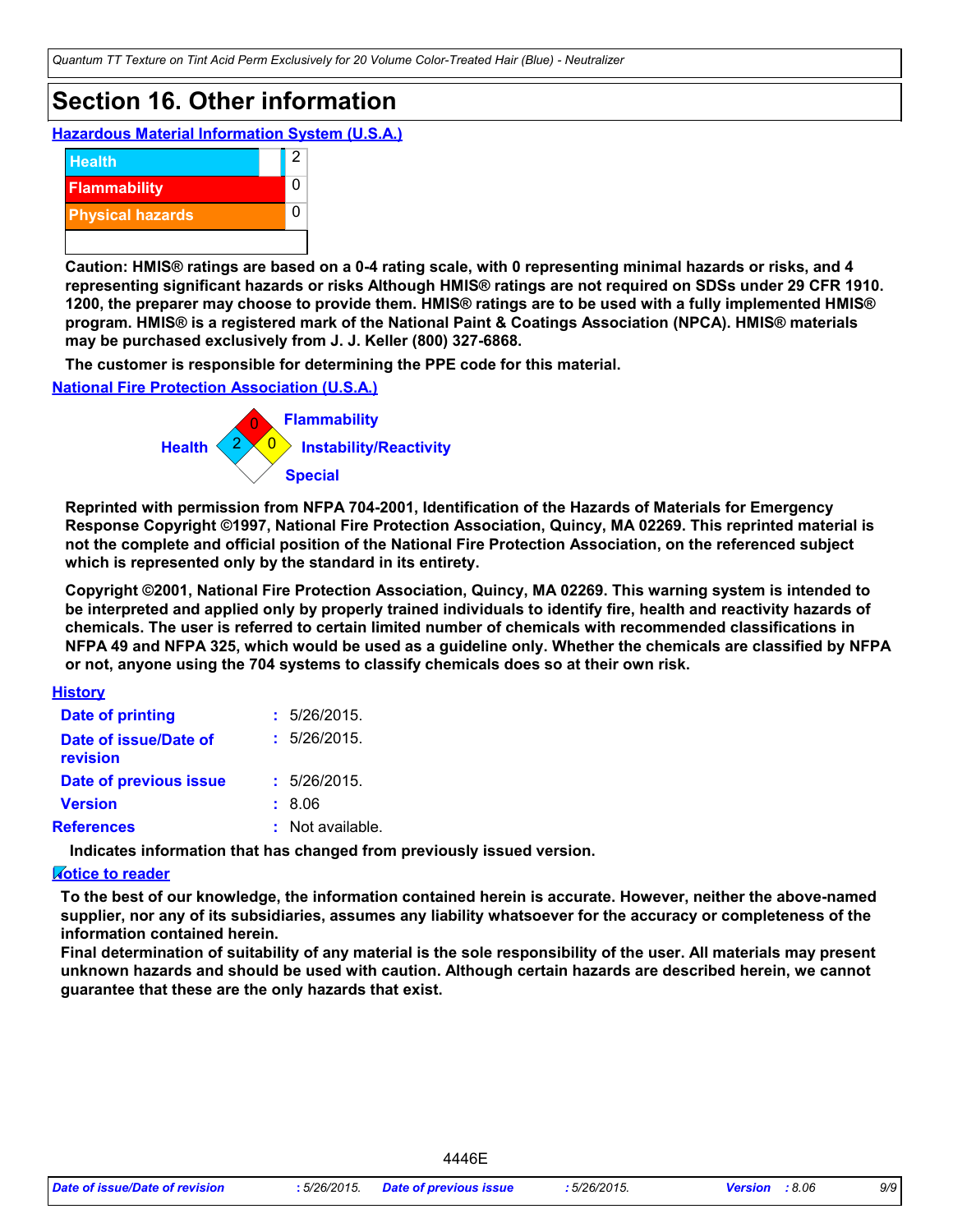# Section 16. Other information

**Hazardous Material Information System (U.S.A.)**

| | |
|---|---|
| Health | 2 |
| Flammability | 0 |
| Physical hazards | 0 |

**Caution: HMIS® ratings are based on a 0-4 rating scale, with 0 representing minimal hazards or risks, and 4 representing significant hazards or risks Although HMIS® ratings are not required on SDSs under 29 CFR 1910. 1200, the preparer may choose to provide them. HMIS® ratings are to be used with a fully implemented HMIS® program. HMIS® is a registered mark of the National Paint & Coatings Association (NPCA). HMIS® materials may be purchased exclusively from J. J. Keller (800) 327-6868.**

**The customer is responsible for determining the PPE code for this material.**

**National Fire Protection Association (U.S.A.)**

Flammability: 0
Health: 2
Instability/Reactivity: 0
Special

**Reprinted with permission from NFPA 704-2001, Identification of the Hazards of Materials for Emergency Response Copyright ©1997, National Fire Protection Association, Quincy, MA 02269. This reprinted material is not the complete and official position of the National Fire Protection Association, on the referenced subject which is represented only by the standard in its entirety.**

**Copyright ©2001, National Fire Protection Association, Quincy, MA 02269. This warning system is intended to be interpreted and applied only by properly trained individuals to identify fire, health and reactivity hazards of chemicals. The user is referred to certain limited number of chemicals with recommended classifications in NFPA 49 and NFPA 325, which would be used as a guideline only. Whether the chemicals are classified by NFPA or not, anyone using the 704 systems to classify chemicals does so at their own risk.**

**History**

| | |
|---|---|
| Date of printing | : 5/26/2015. |
| Date of issue/Date of revision | : 5/26/2015. |
| Date of previous issue | : 5/26/2015. |
| Version | : 8.06 |
| References | : Not available. |

**Indicates information that has changed from previously issued version.**

**Notice to reader**

**To the best of our knowledge, the information contained herein is accurate. However, neither the above-named supplier, nor any of its subsidiaries, assumes any liability whatsoever for the accuracy or completeness of the information contained herein.**
**Final determination of suitability of any material is the sole responsibility of the user. All materials may present unknown hazards and should be used with caution. Although certain hazards are described herein, we cannot guarantee that these are the only hazards that exist.**

4446E